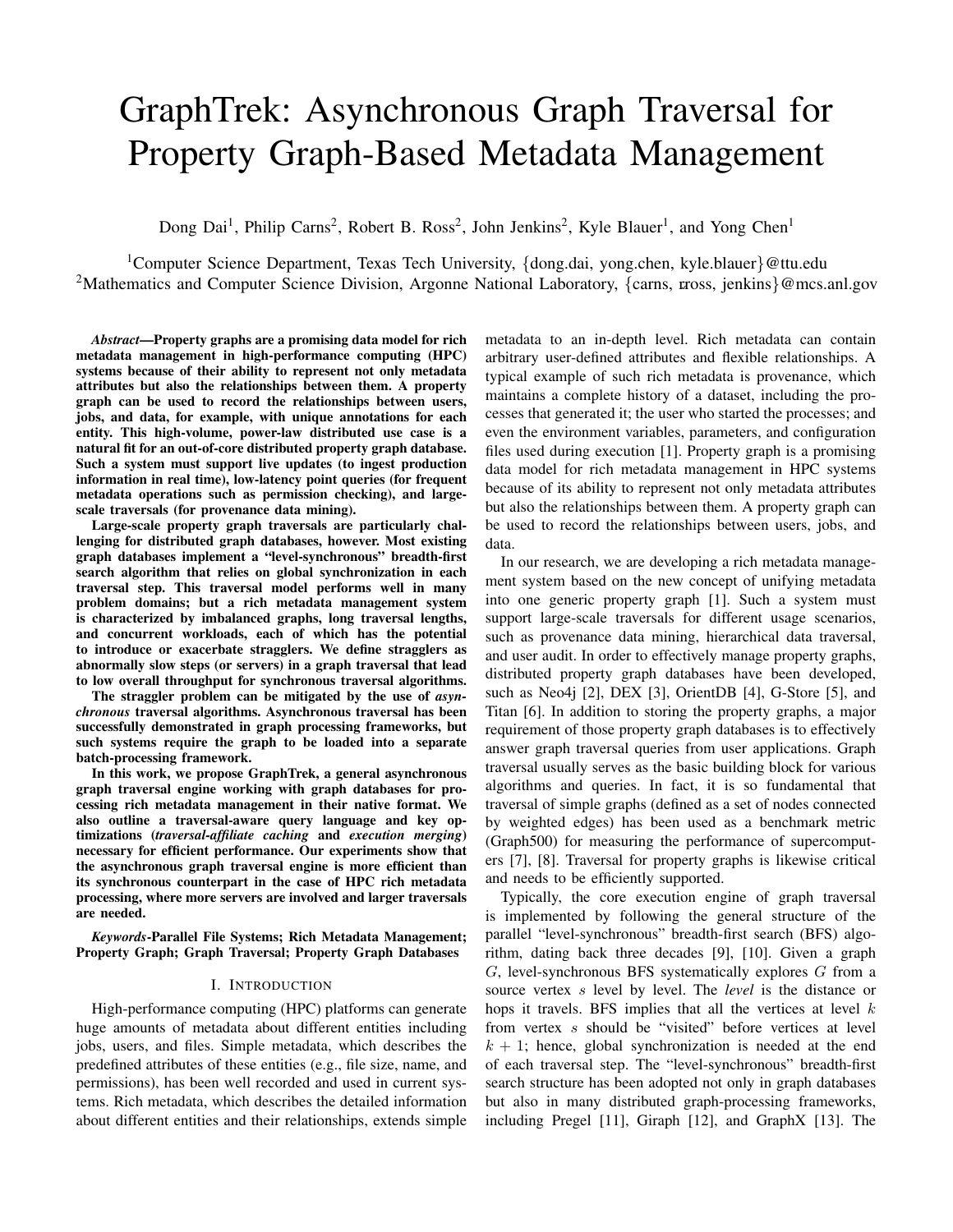# GraphTrek: Asynchronous Graph Traversal for Property Graph-Based Metadata Management

Dong Dai[1], Philip Carns[2], Robert B. Ross[2], John Jenkins[2], Kyle Blauer[1], and Yong Chen[1]

[1]Computer Science Department, Texas Tech University, {dong.dai, yong.chen, kyle.blauer}@ttu.edu
[2]Mathematics and Computer Science Division, Argonne National Laboratory, {carns, rross, jenkins}@mcs.anl.gov

***Abstract*—Property graphs are a promising data model for rich metadata management in high-performance computing (HPC) systems because of their ability to represent not only metadata attributes but also the relationships between them. A property graph can be used to record the relationships between users, jobs, and data, for example, with unique annotations for each entity. This high-volume, power-law distributed use case is a natural fit for an out-of-core distributed property graph database. Such a system must support live updates (to ingest production information in real time), low-latency point queries (for frequent metadata operations such as permission checking), and large-scale traversals (for provenance data mining).**

**Large-scale property graph traversals are particularly challenging for distributed graph databases, however. Most existing graph databases implement a "level-synchronous" breadth-first search algorithm that relies on global synchronization in each traversal step. This traversal model performs well in many problem domains; but a rich metadata management system is characterized by imbalanced graphs, long traversal lengths, and concurrent workloads, each of which has the potential to introduce or exacerbate stragglers. We define stragglers as abnormally slow steps (or servers) in a graph traversal that lead to low overall throughput for synchronous traversal algorithms.**

**The straggler problem can be mitigated by the use of *asynchronous* traversal algorithms. Asynchronous traversal has been successfully demonstrated in graph processing frameworks, but such systems require the graph to be loaded into a separate batch-processing framework.**

**In this work, we propose GraphTrek, a general asynchronous graph traversal engine working with graph databases for processing rich metadata management in their native format. We also outline a traversal-aware query language and key optimizations (*traversal-affiliate caching* and *execution merging*) necessary for efficient performance. Our experiments show that the asynchronous graph traversal engine is more efficient than its synchronous counterpart in the case of HPC rich metadata processing, where more servers are involved and larger traversals are needed.**

***Keywords*-Parallel File Systems; Rich Metadata Management; Property Graph; Graph Traversal; Property Graph Databases**

## I. Introduction

High-performance computing (HPC) platforms can generate huge amounts of metadata about different entities including jobs, users, and files. Simple metadata, which describes the predefined attributes of these entities (e.g., file size, name, and permissions), has been well recorded and used in current systems. Rich metadata, which describes the detailed information about different entities and their relationships, extends simple metadata to an in-depth level. Rich metadata can contain arbitrary user-defined attributes and flexible relationships. A typical example of such rich metadata is provenance, which maintains a complete history of a dataset, including the processes that generated it; the user who started the processes; and even the environment variables, parameters, and configuration files used during execution [1]. Property graph is a promising data model for rich metadata management in HPC systems because of its ability to represent not only metadata attributes but also the relationships between them. A property graph can be used to record the relationships between users, jobs, and data.

In our research, we are developing a rich metadata management system based on the new concept of unifying metadata into one generic property graph [1]. Such a system must support large-scale traversals for different usage scenarios, such as provenance data mining, hierarchical data traversal, and user audit. In order to effectively manage property graphs, distributed property graph databases have been developed, such as Neo4j [2], DEX [3], OrientDB [4], G-Store [5], and Titan [6]. In addition to storing the property graphs, a major requirement of those property graph databases is to effectively answer graph traversal queries from user applications. Graph traversal usually serves as the basic building block for various algorithms and queries. In fact, it is so fundamental that traversal of simple graphs (defined as a set of nodes connected by weighted edges) has been used as a benchmark metric (Graph500) for measuring the performance of supercomputers [7], [8]. Traversal for property graphs is likewise critical and needs to be efficiently supported.

Typically, the core execution engine of graph traversal is implemented by following the general structure of the parallel "level-synchronous" breadth-first search (BFS) algorithm, dating back three decades [9], [10]. Given a graph $G$, level-synchronous BFS systematically explores $G$ from a source vertex $s$ level by level. The *level* is the distance or hops it travels. BFS implies that all the vertices at level $k$ from vertex $s$ should be "visited" before vertices at level $k + 1$; hence, global synchronization is needed at the end of each traversal step. The "level-synchronous" breadth-first search structure has been adopted not only in graph databases but also in many distributed graph-processing frameworks, including Pregel [11], Giraph [12], and GraphX [13]. The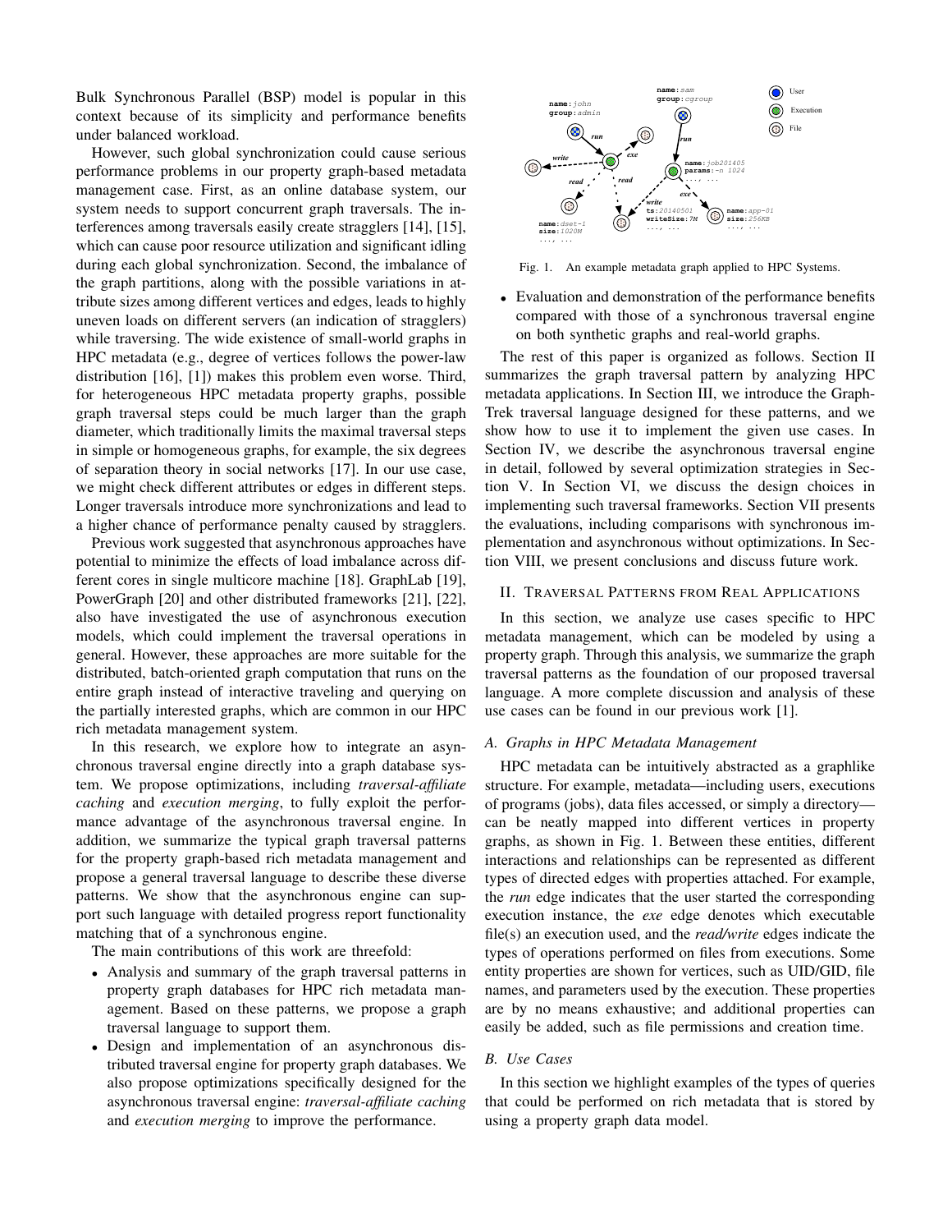Bulk Synchronous Parallel (BSP) model is popular in this context because of its simplicity and performance benefits under balanced workload.

However, such global synchronization could cause serious performance problems in our property graph-based metadata management case. First, as an online database system, our system needs to support concurrent graph traversals. The interferences among traversals easily create stragglers [14], [15], which can cause poor resource utilization and significant idling during each global synchronization. Second, the imbalance of the graph partitions, along with the possible variations in attribute sizes among different vertices and edges, leads to highly uneven loads on different servers (an indication of stragglers) while traversing. The wide existence of small-world graphs in HPC metadata (e.g., degree of vertices follows the power-law distribution [16], [1]) makes this problem even worse. Third, for heterogeneous HPC metadata property graphs, possible graph traversal steps could be much larger than the graph diameter, which traditionally limits the maximal traversal steps in simple or homogeneous graphs, for example, the six degrees of separation theory in social networks [17]. In our use case, we might check different attributes or edges in different steps. Longer traversals introduce more synchronizations and lead to a higher chance of performance penalty caused by stragglers.

Previous work suggested that asynchronous approaches have potential to minimize the effects of load imbalance across different cores in single multicore machine [18]. GraphLab [19], PowerGraph [20] and other distributed frameworks [21], [22], also have investigated the use of asynchronous execution models, which could implement the traversal operations in general. However, these approaches are more suitable for the distributed, batch-oriented graph computation that runs on the entire graph instead of interactive traveling and querying on the partially interested graphs, which are common in our HPC rich metadata management system.

In this research, we explore how to integrate an asynchronous traversal engine directly into a graph database system. We propose optimizations, including *traversal-affiliate caching* and *execution merging*, to fully exploit the performance advantage of the asynchronous traversal engine. In addition, we summarize the typical graph traversal patterns for the property graph-based rich metadata management and propose a general traversal language to describe these diverse patterns. We show that the asynchronous engine can support such language with detailed progress report functionality matching that of a synchronous engine.

The main contributions of this work are threefold:

- Analysis and summary of the graph traversal patterns in property graph databases for HPC rich metadata management. Based on these patterns, we propose a graph traversal language to support them.
- Design and implementation of an asynchronous distributed traversal engine for property graph databases. We also propose optimizations specifically designed for the asynchronous traversal engine: *traversal-affiliate caching* and *execution merging* to improve the performance.

name:john
group:admin
name:sam
group:cgroup
User
Execution
File
run
exe
write
read
read
run
name:job201405
params:-n 1024
..., ...
write
ts:20140501
writeSize:7M
..., ...
exe
name:app-01
size:256KB
..., ...
name:dset-1
size:1020M
..., ...

Fig. 1. An example metadata graph applied to HPC Systems.

- Evaluation and demonstration of the performance benefits compared with those of a synchronous traversal engine on both synthetic graphs and real-world graphs.

The rest of this paper is organized as follows. Section II summarizes the graph traversal pattern by analyzing HPC metadata applications. In Section III, we introduce the GraphTrek traversal language designed for these patterns, and we show how to use it to implement the given use cases. In Section IV, we describe the asynchronous traversal engine in detail, followed by several optimization strategies in Section V. In Section VI, we discuss the design choices in implementing such traversal frameworks. Section VII presents the evaluations, including comparisons with synchronous implementation and asynchronous without optimizations. In Section VIII, we present conclusions and discuss future work.

## II. Traversal Patterns from Real Applications

In this section, we analyze use cases specific to HPC metadata management, which can be modeled by using a property graph. Through this analysis, we summarize the graph traversal patterns as the foundation of our proposed traversal language. A more complete discussion and analysis of these use cases can be found in our previous work [1].

### A. Graphs in HPC Metadata Management

HPC metadata can be intuitively abstracted as a graphlike structure. For example, metadata—including users, executions of programs (jobs), data files accessed, or simply a directory—can be neatly mapped into different vertices in property graphs, as shown in Fig. 1. Between these entities, different interactions and relationships can be represented as different types of directed edges with properties attached. For example, the *run* edge indicates that the user started the corresponding execution instance, the *exe* edge denotes which executable file(s) an execution used, and the *read/write* edges indicate the types of operations performed on files from executions. Some entity properties are shown for vertices, such as UID/GID, file names, and parameters used by the execution. These properties are by no means exhaustive; and additional properties can easily be added, such as file permissions and creation time.

### B. Use Cases

In this section we highlight examples of the types of queries that could be performed on rich metadata that is stored by using a property graph data model.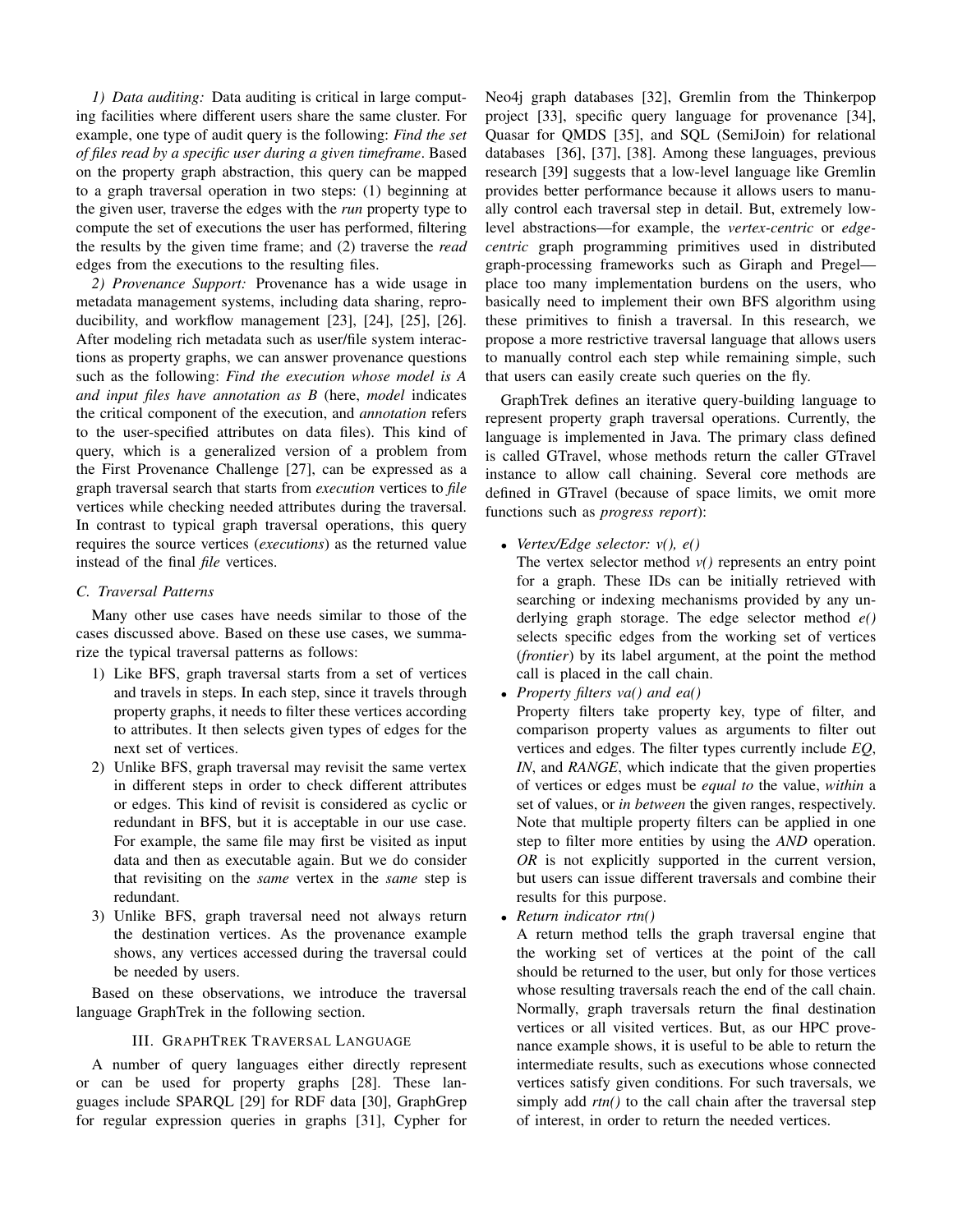*1) Data auditing:* Data auditing is critical in large computing facilities where different users share the same cluster. For example, one type of audit query is the following: *Find the set of files read by a specific user during a given timeframe*. Based on the property graph abstraction, this query can be mapped to a graph traversal operation in two steps: (1) beginning at the given user, traverse the edges with the *run* property type to compute the set of executions the user has performed, filtering the results by the given time frame; and (2) traverse the *read* edges from the executions to the resulting files.

*2) Provenance Support:* Provenance has a wide usage in metadata management systems, including data sharing, reproducibility, and workflow management [23], [24], [25], [26]. After modeling rich metadata such as user/file system interactions as property graphs, we can answer provenance questions such as the following: *Find the execution whose model is A and input files have annotation as B* (here, *model* indicates the critical component of the execution, and *annotation* refers to the user-specified attributes on data files). This kind of query, which is a generalized version of a problem from the First Provenance Challenge [27], can be expressed as a graph traversal search that starts from *execution* vertices to *file* vertices while checking needed attributes during the traversal. In contrast to typical graph traversal operations, this query requires the source vertices (*executions*) as the returned value instead of the final *file* vertices.

### C. Traversal Patterns

Many other use cases have needs similar to those of the cases discussed above. Based on these use cases, we summarize the typical traversal patterns as follows:

1) Like BFS, graph traversal starts from a set of vertices and travels in steps. In each step, since it travels through property graphs, it needs to filter these vertices according to attributes. It then selects given types of edges for the next set of vertices.
2) Unlike BFS, graph traversal may revisit the same vertex in different steps in order to check different attributes or edges. This kind of revisit is considered as cyclic or redundant in BFS, but it is acceptable in our use case. For example, the same file may first be visited as input data and then as executable again. But we do consider that revisiting on the *same* vertex in the *same* step is redundant.
3) Unlike BFS, graph traversal need not always return the destination vertices. As the provenance example shows, any vertices accessed during the traversal could be needed by users.

Based on these observations, we introduce the traversal language GraphTrek in the following section.

## III. GraphTrek Traversal Language

A number of query languages either directly represent or can be used for property graphs [28]. These languages include SPARQL [29] for RDF data [30], GraphGrep for regular expression queries in graphs [31], Cypher for Neo4j graph databases [32], Gremlin from the Thinkerpop project [33], specific query language for provenance [34], Quasar for QMDS [35], and SQL (SemiJoin) for relational databases [36], [37], [38]. Among these languages, previous research [39] suggests that a low-level language like Gremlin provides better performance because it allows users to manually control each traversal step in detail. But, extremely low-level abstractions—for example, the *vertex-centric* or *edge-centric* graph programming primitives used in distributed graph-processing frameworks such as Giraph and Pregel—place too many implementation burdens on the users, who basically need to implement their own BFS algorithm using these primitives to finish a traversal. In this research, we propose a more restrictive traversal language that allows users to manually control each step while remaining simple, such that users can easily create such queries on the fly.

GraphTrek defines an iterative query-building language to represent property graph traversal operations. Currently, the language is implemented in Java. The primary class defined is called GTravel, whose methods return the caller GTravel instance to allow call chaining. Several core methods are defined in GTravel (because of space limits, we omit more functions such as *progress report*):

- *Vertex/Edge selector: v(), e()*
  The vertex selector method *v()* represents an entry point for a graph. These IDs can be initially retrieved with searching or indexing mechanisms provided by any underlying graph storage. The edge selector method *e()* selects specific edges from the working set of vertices (*frontier*) by its label argument, at the point the method call is placed in the call chain.
- *Property filters va() and ea()*
  Property filters take property key, type of filter, and comparison property values as arguments to filter out vertices and edges. The filter types currently include *EQ*, *IN*, and *RANGE*, which indicate that the given properties of vertices or edges must be *equal to* the value, *within* a set of values, or *in between* the given ranges, respectively. Note that multiple property filters can be applied in one step to filter more entities by using the *AND* operation. *OR* is not explicitly supported in the current version, but users can issue different traversals and combine their results for this purpose.
- *Return indicator rtn()*
  A return method tells the graph traversal engine that the working set of vertices at the point of the call should be returned to the user, but only for those vertices whose resulting traversals reach the end of the call chain. Normally, graph traversals return the final destination vertices or all visited vertices. But, as our HPC provenance example shows, it is useful to be able to return the intermediate results, such as executions whose connected vertices satisfy given conditions. For such traversals, we simply add *rtn()* to the call chain after the traversal step of interest, in order to return the needed vertices.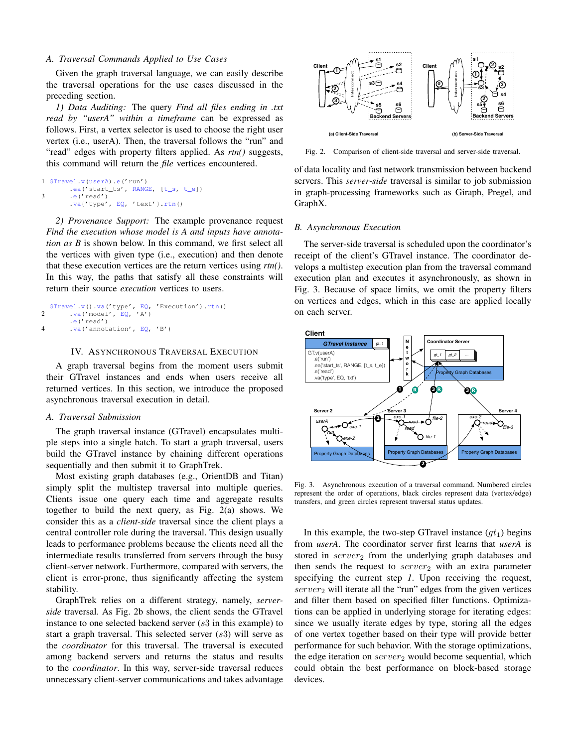### A. Traversal Commands Applied to Use Cases

Given the graph traversal language, we can easily describe the traversal operations for the use cases discussed in the preceding section.

*1) Data Auditing:* The query *Find all files ending in .txt read by "userA" within a timeframe* can be expressed as follows. First, a vertex selector is used to choose the right user vertex (i.e., userA). Then, the traversal follows the "run" and "read" edges with property filters applied. As *rtn()* suggests, this command will return the *file* vertices encountered.

```
1 GTravel.v(userA).e('run')
      .ea('start_ts', RANGE, [t_s, t_e])
3     .e('read')
      .va{'type', EQ, 'text'}.rtn()
```

*2) Provenance Support:* The example provenance request *Find the execution whose model is A and inputs have annotation as B* is shown below. In this command, we first select all the vertices with given type (i.e., execution) and then denote that these execution vertices are the return vertices using *rtn()*. In this way, the paths that satisfy all these constraints will return their source *execution* vertices to users.

```
  GTravel.v().va('type', EQ, 'Execution').rtn()
2     .va('model', EQ, 'A')
      .e('read')
4     .va('annotation', EQ, 'B')
```

## IV. Asynchronous Traversal Execution

A graph traversal begins from the moment users submit their GTravel instances and ends when users receive all returned vertices. In this section, we introduce the proposed asynchronous traversal execution in detail.

### A. Traversal Submission

The graph traversal instance (GTravel) encapsulates multiple steps into a single batch. To start a graph traversal, users build the GTravel instance by chaining different operations sequentially and then submit it to GraphTrek.

Most existing graph databases (e.g., OrientDB and Titan) simply split the multistep traversal into multiple queries. Clients issue one query each time and aggregate results together to build the next query, as Fig. 2(a) shows. We consider this as a *client-side* traversal since the client plays a central controller role during the traversal. This design usually leads to performance problems because the clients need all the intermediate results transferred from servers through the busy client-server network. Furthermore, compared with servers, the client is error-prone, thus significantly affecting the system stability.

GraphTrek relies on a different strategy, namely, *server-side* traversal. As Fig. 2b shows, the client sends the GTravel instance to one selected backend server ($s3$ in this example) to start a graph traversal. This selected server ($s3$) will serve as the *coordinator* for this traversal. The traversal is executed among backend servers and returns the status and results to the *coordinator*. In this way, server-side traversal reduces unnecessary client-server communications and takes advantage of data locality and fast network transmission between backend servers. This *server-side* traversal is similar to job submission in graph-processing frameworks such as Giraph, Pregel, and GraphX.

Fig. 2. Comparison of client-side traversal and server-side traversal.

### B. Asynchronous Execution

The server-side traversal is scheduled upon the coordinator's receipt of the client's GTravel instance. The coordinator develops a multistep execution plan from the traversal command execution plan and executes it asynchronously, as shown in Fig. 3. Because of space limits, we omit the property filters on vertices and edges, which in this case are applied locally on each server.

Fig. 3. Asynchronous execution of a traversal command. Numbered circles represent the order of operations, black circles represent data (vertex/edge) transfers, and green circles represent traversal status updates.

In this example, the two-step GTravel instance ($gt_1$) begins from *userA*. The coordinator server first learns that *userA* is stored in $server_2$ from the underlying graph databases and then sends the request to $server_2$ with an extra parameter specifying the current step *1*. Upon receiving the request, $server_2$ will iterate all the "run" edges from the given vertices and filter them based on specified filter functions. Optimizations can be applied in underlying storage for iterating edges: since we usually iterate edges by type, storing all the edges of one vertex together based on their type will provide better performance for such behavior. With the storage optimizations, the edge iteration on $server_2$ would become sequential, which could obtain the best performance on block-based storage devices.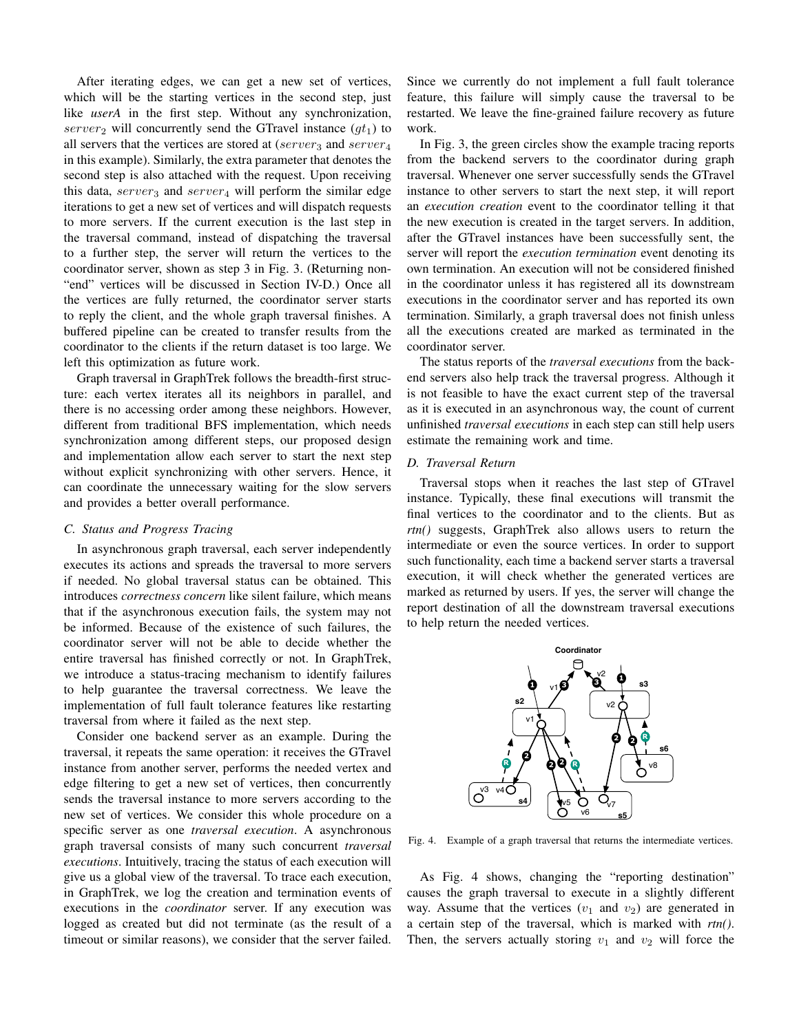After iterating edges, we can get a new set of vertices, which will be the starting vertices in the second step, just like *userA* in the first step. Without any synchronization, $server_2$ will concurrently send the GTravel instance ($gt_1$) to all servers that the vertices are stored at ($server_3$ and $server_4$ in this example). Similarly, the extra parameter that denotes the second step is also attached with the request. Upon receiving this data, $server_3$ and $server_4$ will perform the similar edge iterations to get a new set of vertices and will dispatch requests to more servers. If the current execution is the last step in the traversal command, instead of dispatching the traversal to a further step, the server will return the vertices to the coordinator server, shown as step 3 in Fig. 3. (Returning non-"end" vertices will be discussed in Section IV-D.) Once all the vertices are fully returned, the coordinator server starts to reply the client, and the whole graph traversal finishes. A buffered pipeline can be created to transfer results from the coordinator to the clients if the return dataset is too large. We left this optimization as future work.

Graph traversal in GraphTrek follows the breadth-first structure: each vertex iterates all its neighbors in parallel, and there is no accessing order among these neighbors. However, different from traditional BFS implementation, which needs synchronization among different steps, our proposed design and implementation allow each server to start the next step without explicit synchronizing with other servers. Hence, it can coordinate the unnecessary waiting for the slow servers and provides a better overall performance.

### C. Status and Progress Tracing

In asynchronous graph traversal, each server independently executes its actions and spreads the traversal to more servers if needed. No global traversal status can be obtained. This introduces *correctness concern* like silent failure, which means that if the asynchronous execution fails, the system may not be informed. Because of the existence of such failures, the coordinator server will not be able to decide whether the entire traversal has finished correctly or not. In GraphTrek, we introduce a status-tracing mechanism to identify failures to help guarantee the traversal correctness. We leave the implementation of full fault tolerance features like restarting traversal from where it failed as the next step.

Consider one backend server as an example. During the traversal, it repeats the same operation: it receives the GTravel instance from another server, performs the needed vertex and edge filtering to get a new set of vertices, then concurrently sends the traversal instance to more servers according to the new set of vertices. We consider this whole procedure on a specific server as one *traversal execution*. A asynchronous graph traversal consists of many such concurrent *traversal executions*. Intuitively, tracing the status of each execution will give us a global view of the traversal. To trace each execution, in GraphTrek, we log the creation and termination events of executions in the *coordinator* server. If any execution was logged as created but did not terminate (as the result of a timeout or similar reasons), we consider that the server failed. Since we currently do not implement a full fault tolerance feature, this failure will simply cause the traversal to be restarted. We leave the fine-grained failure recovery as future work.

In Fig. 3, the green circles show the example tracing reports from the backend servers to the coordinator during graph traversal. Whenever one server successfully sends the GTravel instance to other servers to start the next step, it will report an *execution creation* event to the coordinator telling it that the new execution is created in the target servers. In addition, after the GTravel instances have been successfully sent, the server will report the *execution termination* event denoting its own termination. An execution will not be considered finished in the coordinator unless it has registered all its downstream executions in the coordinator server and has reported its own termination. Similarly, a graph traversal does not finish unless all the executions created are marked as terminated in the coordinator server.

The status reports of the *traversal executions* from the backend servers also help track the traversal progress. Although it is not feasible to have the exact current step of the traversal as it is executed in an asynchronous way, the count of current unfinished *traversal executions* in each step can still help users estimate the remaining work and time.

### D. Traversal Return

Traversal stops when it reaches the last step of GTravel instance. Typically, these final executions will transmit the final vertices to the coordinator and to the clients. But as *rtn()* suggests, GraphTrek also allows users to return the intermediate or even the source vertices. In order to support such functionality, each time a backend server starts a traversal execution, it will check whether the generated vertices are marked as returned by users. If yes, the server will change the report destination of all the downstream traversal executions to help return the needed vertices.

Coordinator
v1 v2
s2 s3
v1 v2
s6
v8
v3 v4
s4
v5 v6 v7
s5

Fig. 4. Example of a graph traversal that returns the intermediate vertices.

As Fig. 4 shows, changing the "reporting destination" causes the graph traversal to execute in a slightly different way. Assume that the vertices ($v_1$ and $v_2$) are generated in a certain step of the traversal, which is marked with *rtn()*. Then, the servers actually storing $v_1$ and $v_2$ will force the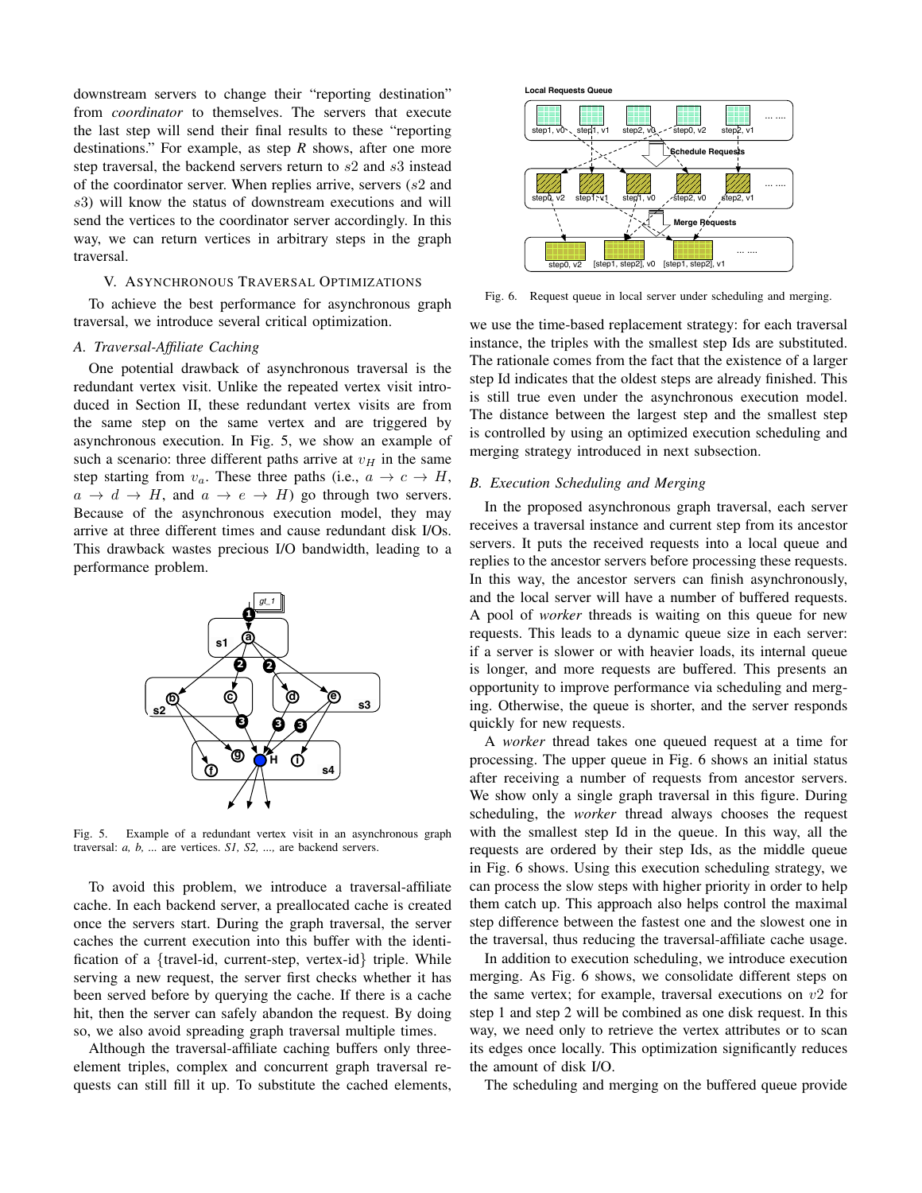downstream servers to change their "reporting destination" from *coordinator* to themselves. The servers that execute the last step will send their final results to these "reporting destinations." For example, as step *R* shows, after one more step traversal, the backend servers return to $s2$ and $s3$ instead of the coordinator server. When replies arrive, servers ($s2$ and $s3$) will know the status of downstream executions and will send the vertices to the coordinator server accordingly. In this way, we can return vertices in arbitrary steps in the graph traversal.

## V. Asynchronous Traversal Optimizations

To achieve the best performance for asynchronous graph traversal, we introduce several critical optimization.

### *A. Traversal-Affiliate Caching*

One potential drawback of asynchronous traversal is the redundant vertex visit. Unlike the repeated vertex visit introduced in Section II, these redundant vertex visits are from the same step on the same vertex and are triggered by asynchronous execution. In Fig. 5, we show an example of such a scenario: three different paths arrive at $v_H$ in the same step starting from $v_a$. These three paths (i.e., $a \to c \to H$, $a \to d \to H$, and $a \to e \to H$) go through two servers. Because of the asynchronous execution model, they may arrive at three different times and cause redundant disk I/Os. This drawback wastes precious I/O bandwidth, leading to a performance problem.

Fig. 5. Example of a redundant vertex visit in an asynchronous graph traversal: *a, b, ...* are vertices. *S1, S2, ...,* are backend servers.

To avoid this problem, we introduce a traversal-affiliate cache. In each backend server, a preallocated cache is created once the servers start. During the graph traversal, the server caches the current execution into this buffer with the identification of a {travel-id, current-step, vertex-id} triple. While serving a new request, the server first checks whether it has been served before by querying the cache. If there is a cache hit, then the server can safely abandon the request. By doing so, we also avoid spreading graph traversal multiple times.

Although the traversal-affiliate caching buffers only three-element triples, complex and concurrent graph traversal requests can still fill it up. To substitute the cached elements, we use the time-based replacement strategy: for each traversal instance, the triples with the smallest step Ids are substituted. The rationale comes from the fact that the existence of a larger step Id indicates that the oldest steps are already finished. This is still true even under the asynchronous execution model. The distance between the largest step and the smallest step is controlled by using an optimized execution scheduling and merging strategy introduced in next subsection.

Fig. 6. Request queue in local server under scheduling and merging.

### *B. Execution Scheduling and Merging*

In the proposed asynchronous graph traversal, each server receives a traversal instance and current step from its ancestor servers. It puts the received requests into a local queue and replies to the ancestor servers before processing these requests. In this way, the ancestor servers can finish asynchronously, and the local server will have a number of buffered requests. A pool of *worker* threads is waiting on this queue for new requests. This leads to a dynamic queue size in each server: if a server is slower or with heavier loads, its internal queue is longer, and more requests are buffered. This presents an opportunity to improve performance via scheduling and merging. Otherwise, the queue is shorter, and the server responds quickly for new requests.

A *worker* thread takes one queued request at a time for processing. The upper queue in Fig. 6 shows an initial status after receiving a number of requests from ancestor servers. We show only a single graph traversal in this figure. During scheduling, the *worker* thread always chooses the request with the smallest step Id in the queue. In this way, all the requests are ordered by their step Ids, as the middle queue in Fig. 6 shows. Using this execution scheduling strategy, we can process the slow steps with higher priority in order to help them catch up. This approach also helps control the maximal step difference between the fastest one and the slowest one in the traversal, thus reducing the traversal-affiliate cache usage.

In addition to execution scheduling, we introduce execution merging. As Fig. 6 shows, we consolidate different steps on the same vertex; for example, traversal executions on $v2$ for step 1 and step 2 will be combined as one disk request. In this way, we need only to retrieve the vertex attributes or to scan its edges once locally. This optimization significantly reduces the amount of disk I/O.

The scheduling and merging on the buffered queue provide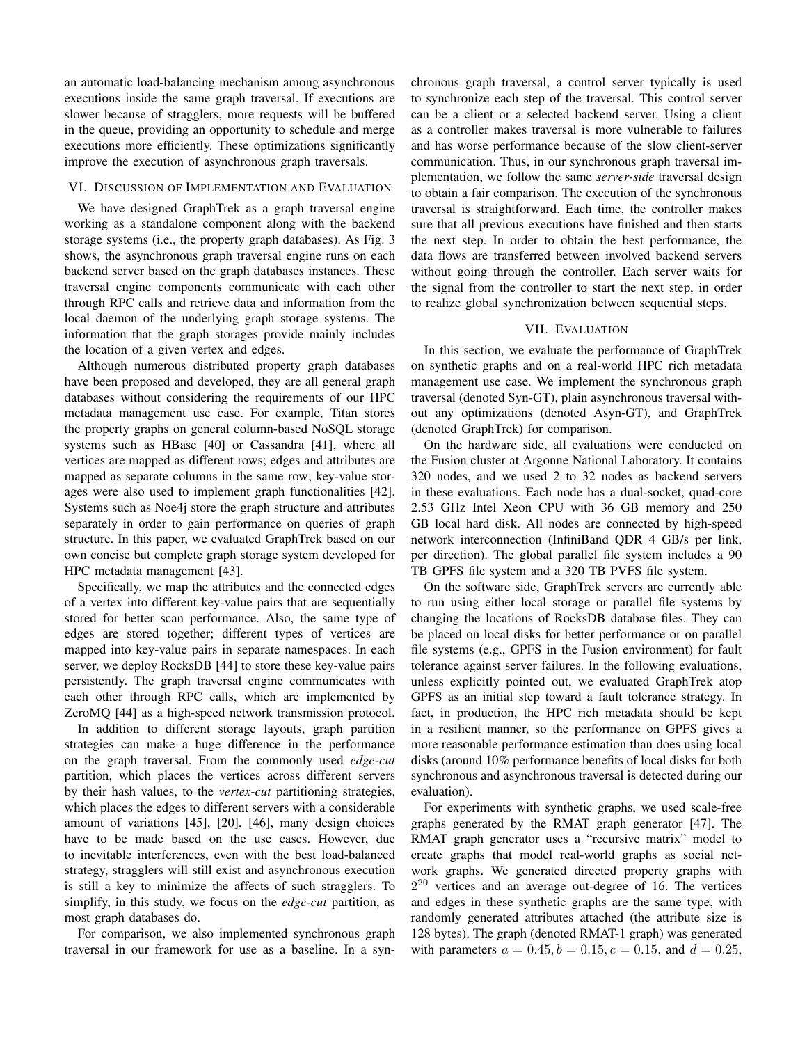an automatic load-balancing mechanism among asynchronous executions inside the same graph traversal. If executions are slower because of stragglers, more requests will be buffered in the queue, providing an opportunity to schedule and merge executions more efficiently. These optimizations significantly improve the execution of asynchronous graph traversals.

## VI. Discussion of Implementation and Evaluation

We have designed GraphTrek as a graph traversal engine working as a standalone component along with the backend storage systems (i.e., the property graph databases). As Fig. 3 shows, the asynchronous graph traversal engine runs on each backend server based on the graph databases instances. These traversal engine components communicate with each other through RPC calls and retrieve data and information from the local daemon of the underlying graph storage systems. The information that the graph storages provide mainly includes the location of a given vertex and edges.

Although numerous distributed property graph databases have been proposed and developed, they are all general graph databases without considering the requirements of our HPC metadata management use case. For example, Titan stores the property graphs on general column-based NoSQL storage systems such as HBase [40] or Cassandra [41], where all vertices are mapped as different rows; edges and attributes are mapped as separate columns in the same row; key-value storages were also used to implement graph functionalities [42]. Systems such as Noe4j store the graph structure and attributes separately in order to gain performance on queries of graph structure. In this paper, we evaluated GraphTrek based on our own concise but complete graph storage system developed for HPC metadata management [43].

Specifically, we map the attributes and the connected edges of a vertex into different key-value pairs that are sequentially stored for better scan performance. Also, the same type of edges are stored together; different types of vertices are mapped into key-value pairs in separate namespaces. In each server, we deploy RocksDB [44] to store these key-value pairs persistently. The graph traversal engine communicates with each other through RPC calls, which are implemented by ZeroMQ [44] as a high-speed network transmission protocol.

In addition to different storage layouts, graph partition strategies can make a huge difference in the performance on the graph traversal. From the commonly used *edge-cut* partition, which places the vertices across different servers by their hash values, to the *vertex-cut* partitioning strategies, which places the edges to different servers with a considerable amount of variations [45], [20], [46], many design choices have to be made based on the use cases. However, due to inevitable interferences, even with the best load-balanced strategy, stragglers will still exist and asynchronous execution is still a key to minimize the affects of such stragglers. To simplify, in this study, we focus on the *edge-cut* partition, as most graph databases do.

For comparison, we also implemented synchronous graph traversal in our framework for use as a baseline. In a synchronous graph traversal, a control server typically is used to synchronize each step of the traversal. This control server can be a client or a selected backend server. Using a client as a controller makes traversal is more vulnerable to failures and has worse performance because of the slow client-server communication. Thus, in our synchronous graph traversal implementation, we follow the same *server-side* traversal design to obtain a fair comparison. The execution of the synchronous traversal is straightforward. Each time, the controller makes sure that all previous executions have finished and then starts the next step. In order to obtain the best performance, the data flows are transferred between involved backend servers without going through the controller. Each server waits for the signal from the controller to start the next step, in order to realize global synchronization between sequential steps.

## VII. Evaluation

In this section, we evaluate the performance of GraphTrek on synthetic graphs and on a real-world HPC rich metadata management use case. We implement the synchronous graph traversal (denoted Syn-GT), plain asynchronous traversal without any optimizations (denoted Asyn-GT), and GraphTrek (denoted GraphTrek) for comparison.

On the hardware side, all evaluations were conducted on the Fusion cluster at Argonne National Laboratory. It contains 320 nodes, and we used 2 to 32 nodes as backend servers in these evaluations. Each node has a dual-socket, quad-core 2.53 GHz Intel Xeon CPU with 36 GB memory and 250 GB local hard disk. All nodes are connected by high-speed network interconnection (InfiniBand QDR 4 GB/s per link, per direction). The global parallel file system includes a 90 TB GPFS file system and a 320 TB PVFS file system.

On the software side, GraphTrek servers are currently able to run using either local storage or parallel file systems by changing the locations of RocksDB database files. They can be placed on local disks for better performance or on parallel file systems (e.g., GPFS in the Fusion environment) for fault tolerance against server failures. In the following evaluations, unless explicitly pointed out, we evaluated GraphTrek atop GPFS as an initial step toward a fault tolerance strategy. In fact, in production, the HPC rich metadata should be kept in a resilient manner, so the performance on GPFS gives a more reasonable performance estimation than does using local disks (around 10% performance benefits of local disks for both synchronous and asynchronous traversal is detected during our evaluation).

For experiments with synthetic graphs, we used scale-free graphs generated by the RMAT graph generator [47]. The RMAT graph generator uses a "recursive matrix" model to create graphs that model real-world graphs as social network graphs. We generated directed property graphs with $2^{20}$ vertices and an average out-degree of 16. The vertices and edges in these synthetic graphs are the same type, with randomly generated attributes attached (the attribute size is 128 bytes). The graph (denoted RMAT-1 graph) was generated with parameters $a = 0.45, b = 0.15, c = 0.15$, and $d = 0.25$,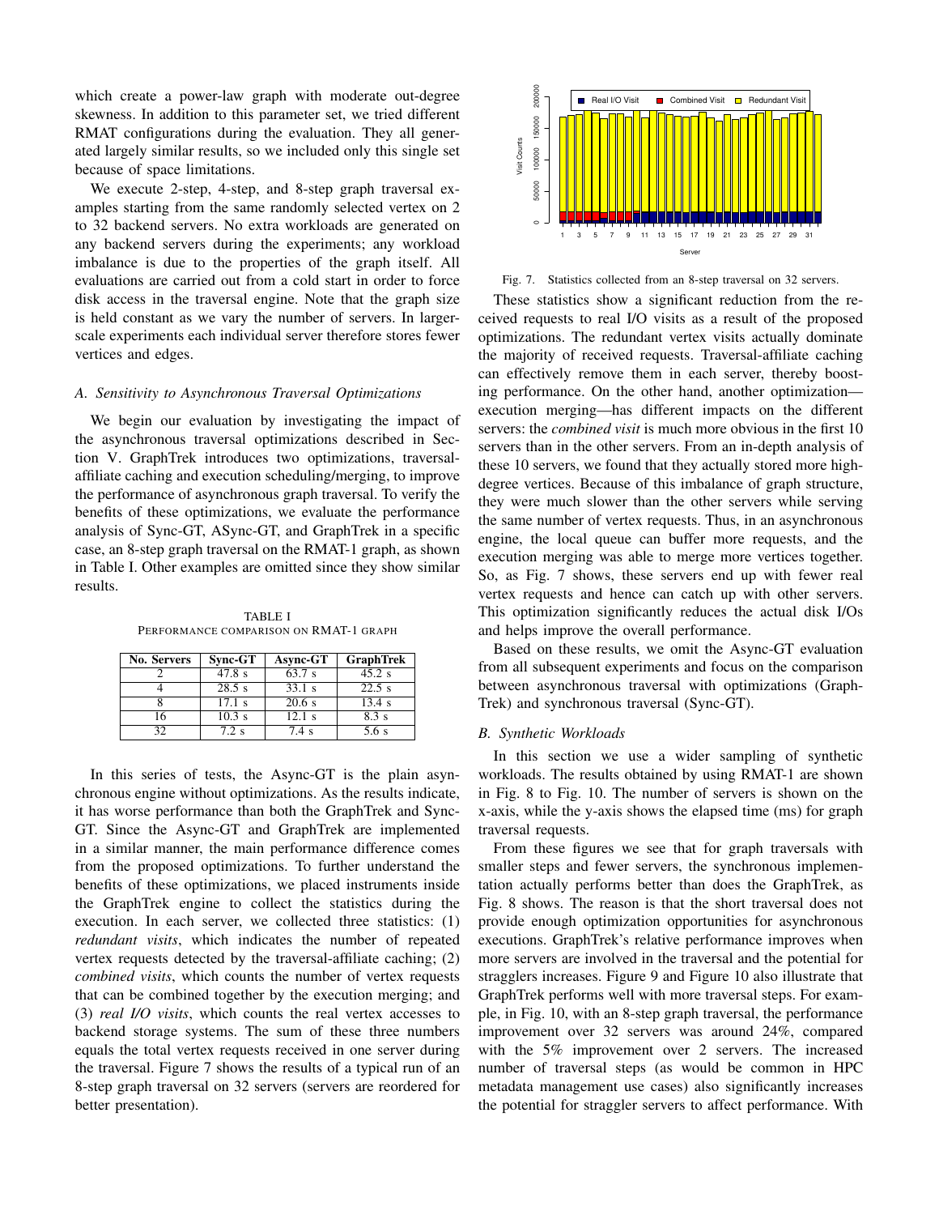which create a power-law graph with moderate out-degree skewness. In addition to this parameter set, we tried different RMAT configurations during the evaluation. They all generated largely similar results, so we included only this single set because of space limitations.

We execute 2-step, 4-step, and 8-step graph traversal examples starting from the same randomly selected vertex on 2 to 32 backend servers. No extra workloads are generated on any backend servers during the experiments; any workload imbalance is due to the properties of the graph itself. All evaluations are carried out from a cold start in order to force disk access in the traversal engine. Note that the graph size is held constant as we vary the number of servers. In larger-scale experiments each individual server therefore stores fewer vertices and edges.

### *A. Sensitivity to Asynchronous Traversal Optimizations*

We begin our evaluation by investigating the impact of the asynchronous traversal optimizations described in Section V. GraphTrek introduces two optimizations, traversal-affiliate caching and execution scheduling/merging, to improve the performance of asynchronous graph traversal. To verify the benefits of these optimizations, we evaluate the performance analysis of Sync-GT, ASync-GT, and GraphTrek in a specific case, an 8-step graph traversal on the RMAT-1 graph, as shown in Table I. Other examples are omitted since they show similar results.

TABLE I
PERFORMANCE COMPARISON ON RMAT-1 GRAPH

| No. Servers | Sync-GT | Async-GT | GraphTrek |
|---|---|---|---|
| 2 | 47.8 s | 63.7 s | 45.2 s |
| 4 | 28.5 s | 33.1 s | 22.5 s |
| 8 | 17.1 s | 20.6 s | 13.4 s |
| 16 | 10.3 s | 12.1 s | 8.3 s |
| 32 | 7.2 s | 7.4 s | 5.6 s |

In this series of tests, the Async-GT is the plain asynchronous engine without optimizations. As the results indicate, it has worse performance than both the GraphTrek and Sync-GT. Since the Async-GT and GraphTrek are implemented in a similar manner, the main performance difference comes from the proposed optimizations. To further understand the benefits of these optimizations, we placed instruments inside the GraphTrek engine to collect the statistics during the execution. In each server, we collected three statistics: (1) *redundant visits*, which indicates the number of repeated vertex requests detected by the traversal-affiliate caching; (2) *combined visits*, which counts the number of vertex requests that can be combined together by the execution merging; and (3) *real I/O visits*, which counts the real vertex accesses to backend storage systems. The sum of these three numbers equals the total vertex requests received in one server during the traversal. Figure 7 shows the results of a typical run of an 8-step graph traversal on 32 servers (servers are reordered for better presentation).

Fig. 7. Statistics collected from an 8-step traversal on 32 servers.

These statistics show a significant reduction from the received requests to real I/O visits as a result of the proposed optimizations. The redundant vertex visits actually dominate the majority of received requests. Traversal-affiliate caching can effectively remove them in each server, thereby boosting performance. On the other hand, another optimization—execution merging—has different impacts on the different servers: the *combined visit* is much more obvious in the first 10 servers than in the other servers. From an in-depth analysis of these 10 servers, we found that they actually stored more high-degree vertices. Because of this imbalance of graph structure, they were much slower than the other servers while serving the same number of vertex requests. Thus, in an asynchronous engine, the local queue can buffer more requests, and the execution merging was able to merge more vertices together. So, as Fig. 7 shows, these servers end up with fewer real vertex requests and hence can catch up with other servers. This optimization significantly reduces the actual disk I/Os and helps improve the overall performance.

Based on these results, we omit the Async-GT evaluation from all subsequent experiments and focus on the comparison between asynchronous traversal with optimizations (GraphTrek) and synchronous traversal (Sync-GT).

### *B. Synthetic Workloads*

In this section we use a wider sampling of synthetic workloads. The results obtained by using RMAT-1 are shown in Fig. 8 to Fig. 10. The number of servers is shown on the x-axis, while the y-axis shows the elapsed time (ms) for graph traversal requests.

From these figures we see that for graph traversals with smaller steps and fewer servers, the synchronous implementation actually performs better than does the GraphTrek, as Fig. 8 shows. The reason is that the short traversal does not provide enough optimization opportunities for asynchronous executions. GraphTrek's relative performance improves when more servers are involved in the traversal and the potential for stragglers increases. Figure 9 and Figure 10 also illustrate that GraphTrek performs well with more traversal steps. For example, in Fig. 10, with an 8-step graph traversal, the performance improvement over 32 servers was around 24%, compared with the 5% improvement over 2 servers. The increased number of traversal steps (as would be common in HPC metadata management use cases) also significantly increases the potential for straggler servers to affect performance. With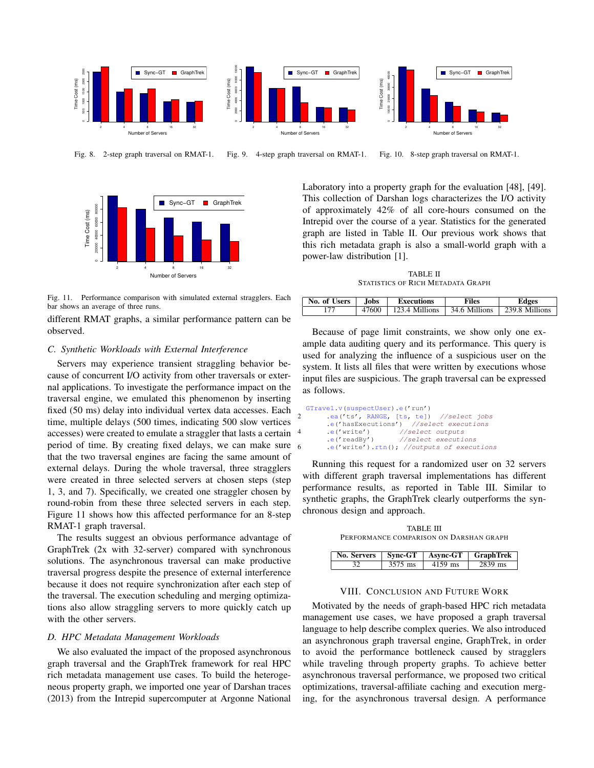Fig. 8. 2-step graph traversal on RMAT-1.

Fig. 9. 4-step graph traversal on RMAT-1.

Fig. 10. 8-step graph traversal on RMAT-1.

Fig. 11. Performance comparison with simulated external stragglers. Each bar shows an average of three runs.

different RMAT graphs, a similar performance pattern can be observed.

### C. Synthetic Workloads with External Interference

Servers may experience transient straggling behavior because of concurrent I/O activity from other traversals or external applications. To investigate the performance impact on the traversal engine, we emulated this phenomenon by inserting fixed (50 ms) delay into individual vertex data accesses. Each time, multiple delays (500 times, indicating 500 slow vertices accesses) were created to emulate a straggler that lasts a certain period of time. By creating fixed delays, we can make sure that the two traversal engines are facing the same amount of external delays. During the whole traversal, three stragglers were created in three selected servers at chosen steps (step 1, 3, and 7). Specifically, we created one straggler chosen by round-robin from these three selected servers in each step. Figure 11 shows how this affected performance for an 8-step RMAT-1 graph traversal.

The results suggest an obvious performance advantage of GraphTrek (2x with 32-server) compared with synchronous solutions. The asynchronous traversal can make productive traversal progress despite the presence of external interference because it does not require synchronization after each step of the traversal. The execution scheduling and merging optimizations also allow straggling servers to more quickly catch up with the other servers.

### D. HPC Metadata Management Workloads

We also evaluated the impact of the proposed asynchronous graph traversal and the GraphTrek framework for real HPC rich metadata management use cases. To build the heterogeneous property graph, we imported one year of Darshan traces (2013) from the Intrepid supercomputer at Argonne National Laboratory into a property graph for the evaluation [48], [49]. This collection of Darshan logs characterizes the I/O activity of approximately 42% of all core-hours consumed on the Intrepid over the course of a year. Statistics for the generated graph are listed in Table II. Our previous work shows that this rich metadata graph is also a small-world graph with a power-law distribution [1].

TABLE II
STATISTICS OF RICH METADATA GRAPH

| No. of Users | Jobs | Executions | Files | Edges |
|---|---|---|---|---|
| 177 | 47600 | 123.4 Millions | 34.6 Millions | 239.8 Millions |

Because of page limit constraints, we show only one example data auditing query and its performance. This query is used for analyzing the influence of a suspicious user on the system. It lists all files that were written by executions whose input files are suspicious. The graph traversal can be expressed as follows.

```
GTravel.v(suspectUser).e('run')
      .ea('ts', RANGE, [ts, te])  //select jobs
      .e('hasExecutions')  //select executions
      .e('write')        //select outputs
      .e('readBy')       //select executions
      .e('write').rtn(); //outputs of executions
```

Running this request for a randomized user on 32 servers with different graph traversal implementations has different performance results, as reported in Table III. Similar to synthetic graphs, the GraphTrek clearly outperforms the synchronous design and approach.

TABLE III
PERFORMANCE COMPARISON ON DARSHAN GRAPH

| No. Servers | Sync-GT | Async-GT | GraphTrek |
|---|---|---|---|
| 32 | 3575 ms | 4159 ms | 2839 ms |

## VIII. Conclusion and Future Work

Motivated by the needs of graph-based HPC rich metadata management use cases, we have proposed a graph traversal language to help describe complex queries. We also introduced an asynchronous graph traversal engine, GraphTrek, in order to avoid the performance bottleneck caused by stragglers while traveling through property graphs. To achieve better asynchronous traversal performance, we proposed two critical optimizations, traversal-affiliate caching and execution merging, for the asynchronous traversal design. A performance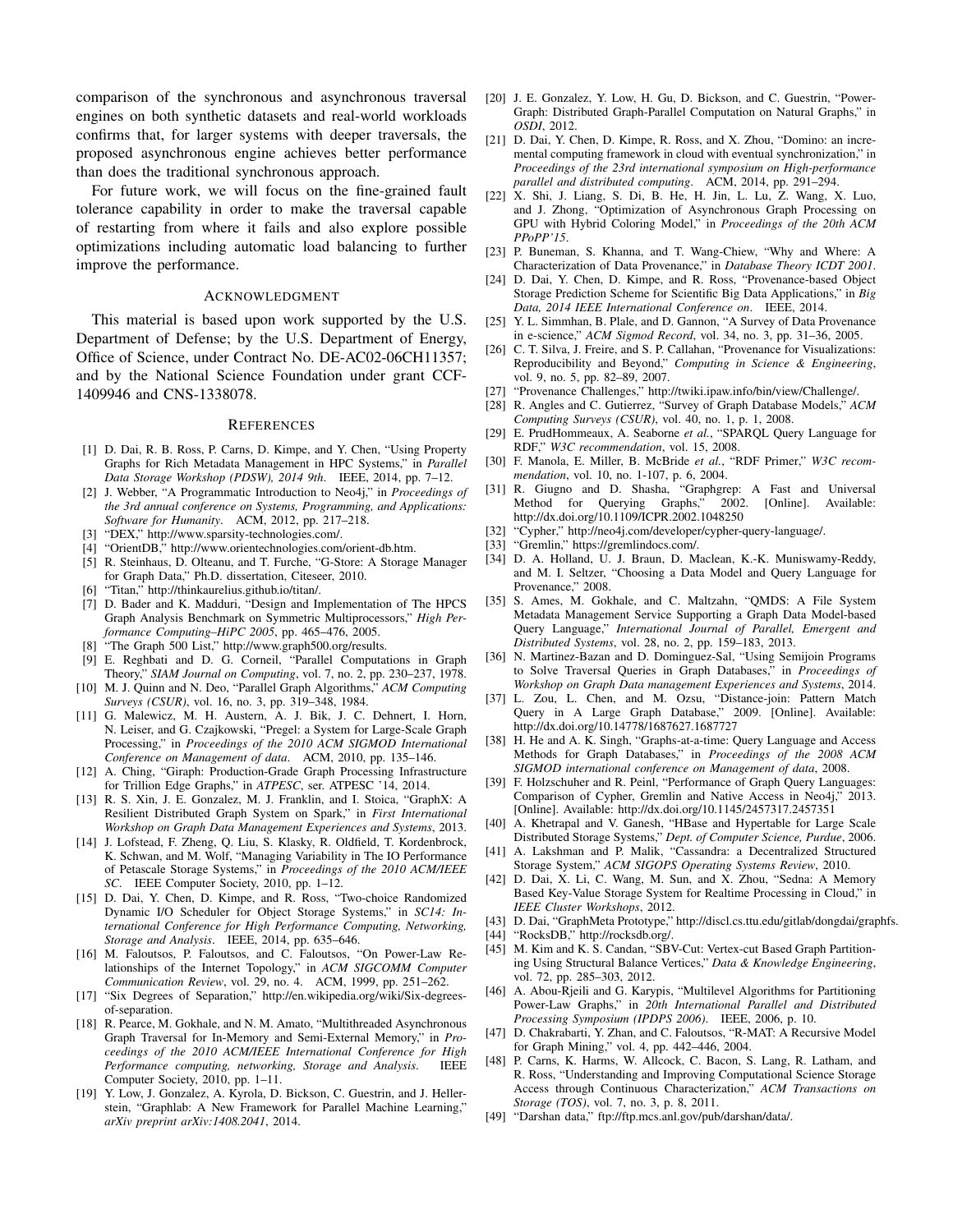comparison of the synchronous and asynchronous traversal engines on both synthetic datasets and real-world workloads confirms that, for larger systems with deeper traversals, the proposed asynchronous engine achieves better performance than does the traditional synchronous approach.

For future work, we will focus on the fine-grained fault tolerance capability in order to make the traversal capable of restarting from where it fails and also explore possible optimizations including automatic load balancing to further improve the performance.

## Acknowledgment

This material is based upon work supported by the U.S. Department of Defense; by the U.S. Department of Energy, Office of Science, under Contract No. DE-AC02-06CH11357; and by the National Science Foundation under grant CCF-1409946 and CNS-1338078.

## References

[1] D. Dai, R. B. Ross, P. Carns, D. Kimpe, and Y. Chen, "Using Property Graphs for Rich Metadata Management in HPC Systems," in *Parallel Data Storage Workshop (PDSW), 2014 9th*. IEEE, 2014, pp. 7–12.

[2] J. Webber, "A Programmatic Introduction to Neo4j," in *Proceedings of the 3rd annual conference on Systems, Programming, and Applications: Software for Humanity*. ACM, 2012, pp. 217–218.

[3] "DEX," http://www.sparsity-technologies.com/.

[4] "OrientDB," http://www.orientechnologies.com/orient-db.htm.

[5] R. Steinhaus, D. Olteanu, and T. Furche, "G-Store: A Storage Manager for Graph Data," Ph.D. dissertation, Citeseer, 2010.

[6] "Titan," http://thinkaurelius.github.io/titan/.

[7] D. Bader and K. Madduri, "Design and Implementation of The HPCS Graph Analysis Benchmark on Symmetric Multiprocessors," *High Performance Computing–HiPC 2005*, pp. 465–476, 2005.

[8] "The Graph 500 List," http://www.graph500.org/results.

[9] E. Reghbati and D. G. Corneil, "Parallel Computations in Graph Theory," *SIAM Journal on Computing*, vol. 7, no. 2, pp. 230–237, 1978.

[10] M. J. Quinn and N. Deo, "Parallel Graph Algorithms," *ACM Computing Surveys (CSUR)*, vol. 16, no. 3, pp. 319–348, 1984.

[11] G. Malewicz, M. H. Austern, A. J. Bik, J. C. Dehnert, I. Horn, N. Leiser, and G. Czajkowski, "Pregel: a System for Large-Scale Graph Processing," in *Proceedings of the 2010 ACM SIGMOD International Conference on Management of data*. ACM, 2010, pp. 135–146.

[12] A. Ching, "Giraph: Production-Grade Graph Processing Infrastructure for Trillion Edge Graphs," in *ATPESC*, ser. ATPESC '14, 2014.

[13] R. S. Xin, J. E. Gonzalez, M. J. Franklin, and I. Stoica, "GraphX: A Resilient Distributed Graph System on Spark," in *First International Workshop on Graph Data Management Experiences and Systems*, 2013.

[14] J. Lofstead, F. Zheng, Q. Liu, S. Klasky, R. Oldfield, T. Kordenbrock, K. Schwan, and M. Wolf, "Managing Variability in The IO Performance of Petascale Storage Systems," in *Proceedings of the 2010 ACM/IEEE SC*. IEEE Computer Society, 2010, pp. 1–12.

[15] D. Dai, Y. Chen, D. Kimpe, and R. Ross, "Two-choice Randomized Dynamic I/O Scheduler for Object Storage Systems," in *SC14: International Conference for High Performance Computing, Networking, Storage and Analysis*. IEEE, 2014, pp. 635–646.

[16] M. Faloutsos, P. Faloutsos, and C. Faloutsos, "On Power-Law Relationships of the Internet Topology," in *ACM SIGCOMM Computer Communication Review*, vol. 29, no. 4. ACM, 1999, pp. 251–262.

[17] "Six Degrees of Separation," http://en.wikipedia.org/wiki/Six-degrees-of-separation.

[18] R. Pearce, M. Gokhale, and N. M. Amato, "Multithreaded Asynchronous Graph Traversal for In-Memory and Semi-External Memory," in *Proceedings of the 2010 ACM/IEEE International Conference for High Performance computing, networking, Storage and Analysis*. IEEE Computer Society, 2010, pp. 1–11.

[19] Y. Low, J. Gonzalez, A. Kyrola, D. Bickson, C. Guestrin, and J. Hellerstein, "Graphlab: A New Framework for Parallel Machine Learning," *arXiv preprint arXiv:1408.2041*, 2014.

[20] J. E. Gonzalez, Y. Low, H. Gu, D. Bickson, and C. Guestrin, "PowerGraph: Distributed Graph-Parallel Computation on Natural Graphs," in *OSDI*, 2012.

[21] D. Dai, Y. Chen, D. Kimpe, R. Ross, and X. Zhou, "Domino: an incremental computing framework in cloud with eventual synchronization," in *Proceedings of the 23rd international symposium on High-performance parallel and distributed computing*. ACM, 2014, pp. 291–294.

[22] X. Shi, J. Liang, S. Di, B. He, H. Jin, L. Lu, Z. Wang, X. Luo, and J. Zhong, "Optimization of Asynchronous Graph Processing on GPU with Hybrid Coloring Model," in *Proceedings of the 20th ACM PPoPP'15*.

[23] P. Buneman, S. Khanna, and T. Wang-Chiew, "Why and Where: A Characterization of Data Provenance," in *Database Theory ICDT 2001*.

[24] D. Dai, Y. Chen, D. Kimpe, and R. Ross, "Provenance-based Object Storage Prediction Scheme for Scientific Big Data Applications," in *Big Data, 2014 IEEE International Conference on*. IEEE, 2014.

[25] Y. L. Simmhan, B. Plale, and D. Gannon, "A Survey of Data Provenance in e-science," *ACM Sigmod Record*, vol. 34, no. 3, pp. 31–36, 2005.

[26] C. T. Silva, J. Freire, and S. P. Callahan, "Provenance for Visualizations: Reproducibility and Beyond," *Computing in Science & Engineering*, vol. 9, no. 5, pp. 82–89, 2007.

[27] "Provenance Challenges," http://twiki.ipaw.info/bin/view/Challenge/.

[28] R. Angles and C. Gutierrez, "Survey of Graph Database Models," *ACM Computing Surveys (CSUR)*, vol. 40, no. 1, p. 1, 2008.

[29] E. PrudHommeaux, A. Seaborne *et al.*, "SPARQL Query Language for RDF," *W3C recommendation*, vol. 15, 2008.

[30] F. Manola, E. Miller, B. McBride *et al.*, "RDF Primer," *W3C recommendation*, vol. 10, no. 1-107, p. 6, 2004.

[31] R. Giugno and D. Shasha, "Graphgrep: A Fast and Universal Method for Querying Graphs," 2002. [Online]. Available: http://dx.doi.org/10.1109/ICPR.2002.1048250

[32] "Cypher," http://neo4j.com/developer/cypher-query-language/.

[33] "Gremlin," https://gremlindocs.com/.

[34] D. A. Holland, U. J. Braun, D. Maclean, K.-K. Muniswamy-Reddy, and M. I. Seltzer, "Choosing a Data Model and Query Language for Provenance," 2008.

[35] S. Ames, M. Gokhale, and C. Maltzahn, "QMDS: A File System Metadata Management Service Supporting a Graph Data Model-based Query Language," *International Journal of Parallel, Emergent and Distributed Systems*, vol. 28, no. 2, pp. 159–183, 2013.

[36] N. Martinez-Bazan and D. Dominguez-Sal, "Using Semijoin Programs to Solve Traversal Queries in Graph Databases," in *Proceedings of Workshop on Graph Data management Experiences and Systems*, 2014.

[37] L. Zou, L. Chen, and M. Ozsu, "Distance-join: Pattern Match Query in A Large Graph Database," 2009. [Online]. Available: http://dx.doi.org/10.14778/1687627.1687727

[38] H. He and A. K. Singh, "Graphs-at-a-time: Query Language and Access Methods for Graph Databases," in *Proceedings of the 2008 ACM SIGMOD international conference on Management of data*, 2008.

[39] F. Holzschuher and R. Peinl, "Performance of Graph Query Languages: Comparison of Cypher, Gremlin and Native Access in Neo4j," 2013. [Online]. Available: http://dx.doi.org/10.1145/2457317.2457351

[40] A. Khetrapal and V. Ganesh, "HBase and Hypertable for Large Scale Distributed Storage Systems," *Dept. of Computer Science, Purdue*, 2006.

[41] A. Lakshman and P. Malik, "Cassandra: a Decentralized Structured Storage System," *ACM SIGOPS Operating Systems Review*, 2010.

[42] D. Dai, X. Li, C. Wang, M. Sun, and X. Zhou, "Sedna: A Memory Based Key-Value Storage System for Realtime Processing in Cloud," in *IEEE Cluster Workshops*, 2012.

[43] D. Dai, "GraphMeta Prototype," http://discl.cs.ttu.edu/gitlab/dongdai/graphfs.

[44] "RocksDB," http://rocksdb.org/.

[45] M. Kim and K. S. Candan, "SBV-Cut: Vertex-cut Based Graph Partitioning using Structural Balance Vertices," *Data & Knowledge Engineering*, vol. 72, pp. 285–303, 2012.

[46] A. Abou-Rjeili and G. Karypis, "Multilevel Algorithms for Partitioning Power-Law Graphs," in *20th International Parallel and Distributed Processing Symposium (IPDPS 2006)*. IEEE, 2006, p. 10.

[47] D. Chakrabarti, Y. Zhan, and C. Faloutsos, "R-MAT: A Recursive Model for Graph Mining," vol. 4, pp. 442–446, 2004.

[48] P. Carns, K. Harms, W. Allcock, C. Bacon, S. Lang, R. Latham, and R. Ross, "Understanding and Improving Computational Science Storage Access through Continuous Characterization," *ACM Transactions on Storage (TOS)*, vol. 7, no. 3, p. 8, 2011.

[49] "Darshan data," ftp://ftp.mcs.anl.gov/pub/darshan/data/.